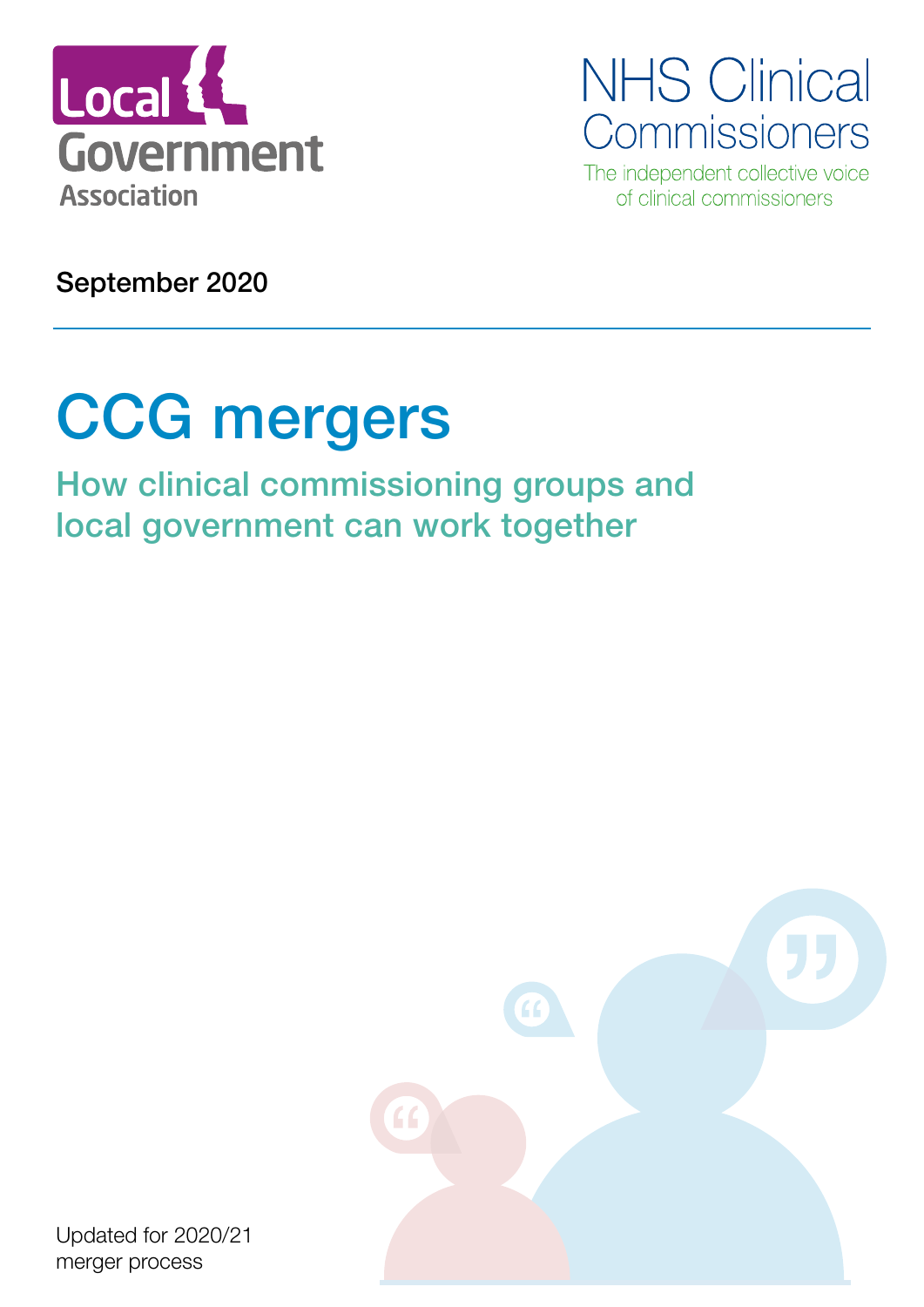Local Government Association

NHS Clinical Commissioners

The independent collective voice of clinical commissioners

September 2020

# CCG mergers

## How clinical commissioning groups and local government can work together

Updated for 2020/21 merger process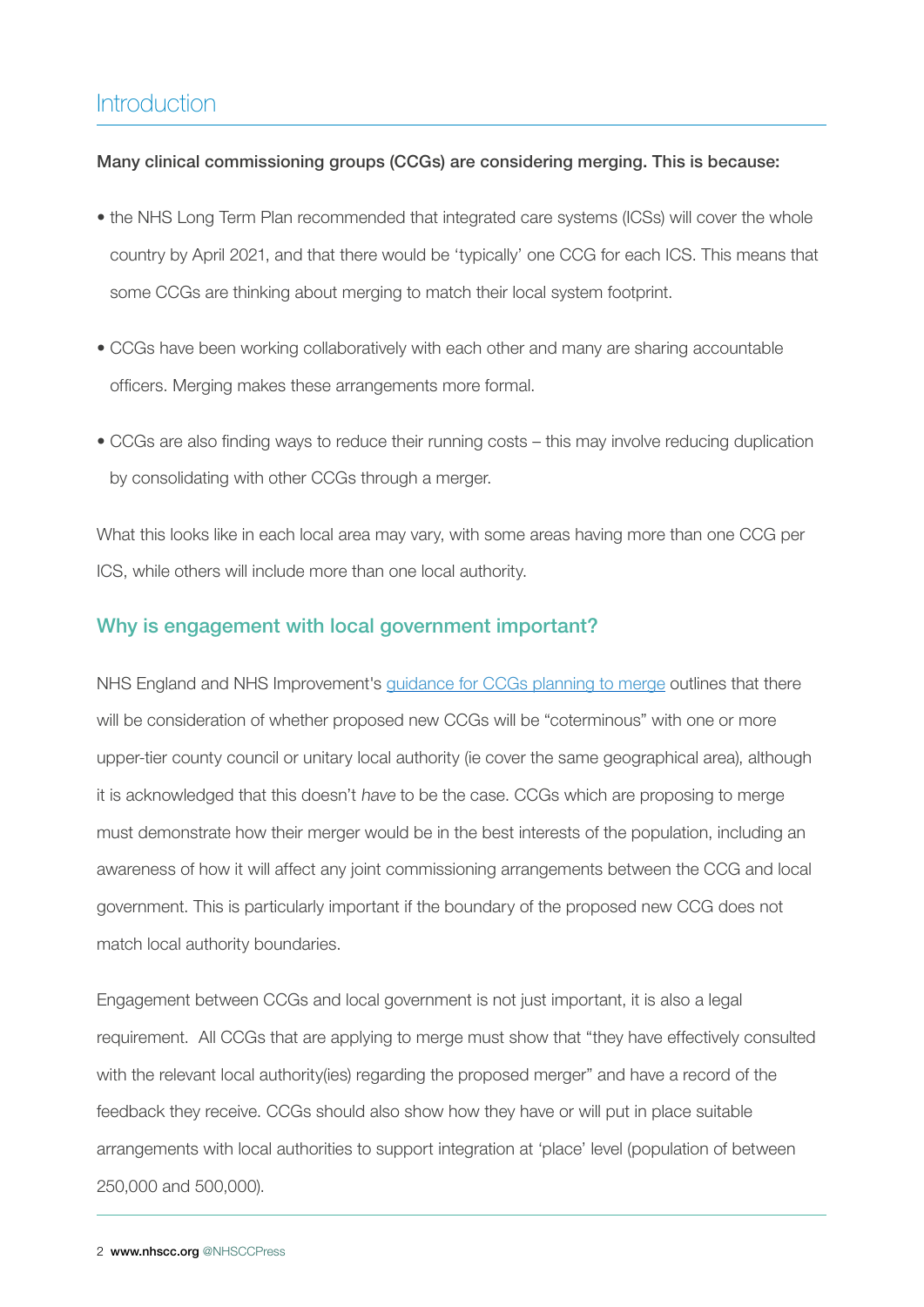## Introduction

**Many clinical commissioning groups (CCGs) are considering merging. This is because:**

- the NHS Long Term Plan recommended that integrated care systems (ICSs) will cover the whole country by April 2021, and that there would be 'typically' one CCG for each ICS. This means that some CCGs are thinking about merging to match their local system footprint.
- CCGs have been working collaboratively with each other and many are sharing accountable officers. Merging makes these arrangements more formal.
- CCGs are also finding ways to reduce their running costs – this may involve reducing duplication by consolidating with other CCGs through a merger.

What this looks like in each local area may vary, with some areas having more than one CCG per ICS, while others will include more than one local authority.

### Why is engagement with local government important?

NHS England and NHS Improvement's guidance for CCGs planning to merge outlines that there will be consideration of whether proposed new CCGs will be "coterminous" with one or more upper-tier county council or unitary local authority (ie cover the same geographical area), although it is acknowledged that this doesn't *have* to be the case. CCGs which are proposing to merge must demonstrate how their merger would be in the best interests of the population, including an awareness of how it will affect any joint commissioning arrangements between the CCG and local government. This is particularly important if the boundary of the proposed new CCG does not match local authority boundaries.

Engagement between CCGs and local government is not just important, it is also a legal requirement. All CCGs that are applying to merge must show that "they have effectively consulted with the relevant local authority(ies) regarding the proposed merger" and have a record of the feedback they receive. CCGs should also show how they have or will put in place suitable arrangements with local authorities to support integration at 'place' level (population of between 250,000 and 500,000).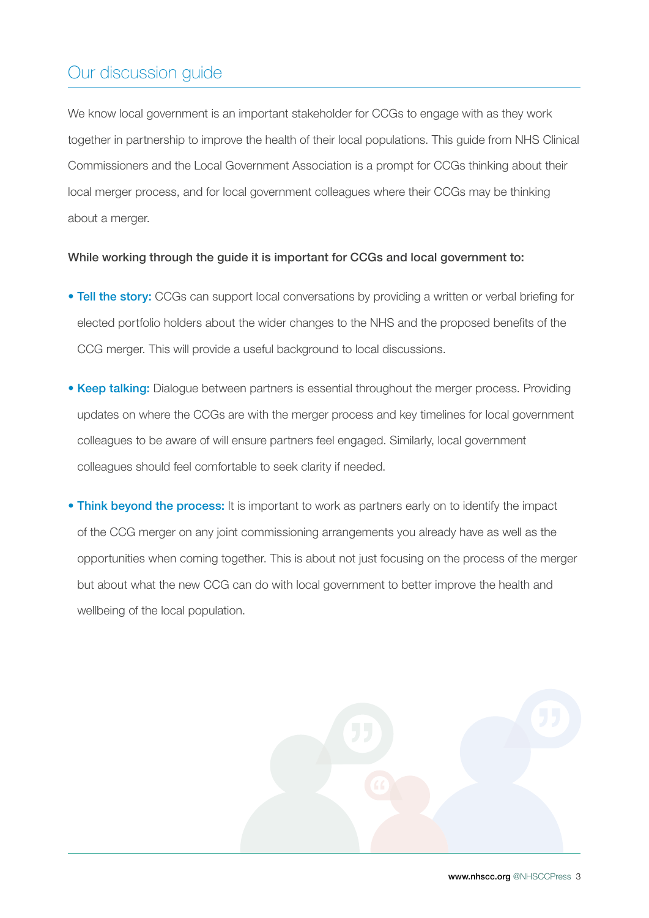## Our discussion guide

We know local government is an important stakeholder for CCGs to engage with as they work together in partnership to improve the health of their local populations. This guide from NHS Clinical Commissioners and the Local Government Association is a prompt for CCGs thinking about their local merger process, and for local government colleagues where their CCGs may be thinking about a merger.

**While working through the guide it is important for CCGs and local government to:**

- **Tell the story:** CCGs can support local conversations by providing a written or verbal briefing for elected portfolio holders about the wider changes to the NHS and the proposed benefits of the CCG merger. This will provide a useful background to local discussions.

- **Keep talking:** Dialogue between partners is essential throughout the merger process. Providing updates on where the CCGs are with the merger process and key timelines for local government colleagues to be aware of will ensure partners feel engaged. Similarly, local government colleagues should feel comfortable to seek clarity if needed.

- **Think beyond the process:** It is important to work as partners early on to identify the impact of the CCG merger on any joint commissioning arrangements you already have as well as the opportunities when coming together. This is about not just focusing on the process of the merger but about what the new CCG can do with local government to better improve the health and wellbeing of the local population.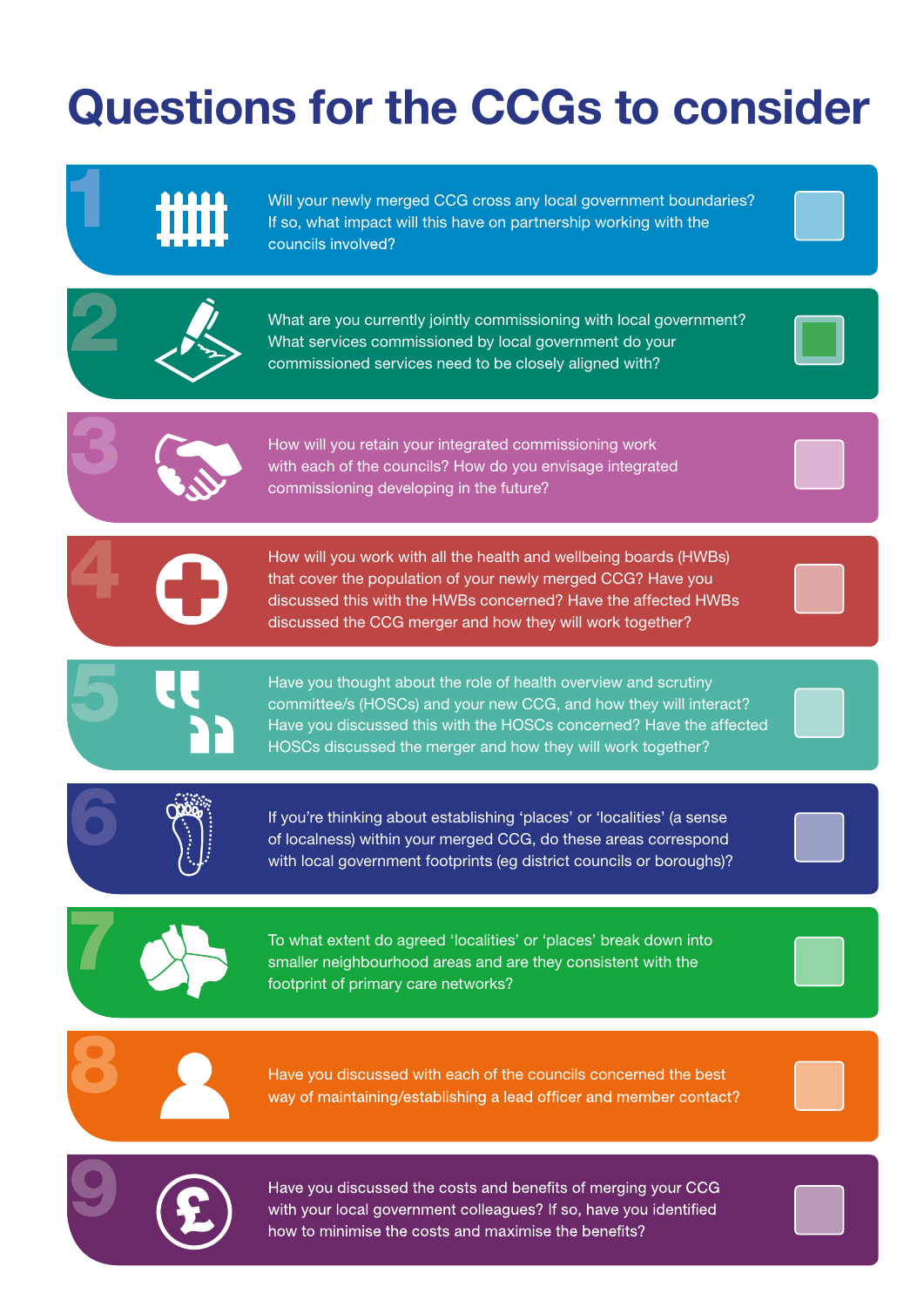# Questions for the CCGs to consider

1. Will your newly merged CCG cross any local government boundaries? If so, what impact will this have on partnership working with the councils involved?

2. What are you currently jointly commissioning with local government? What services commissioned by local government do your commissioned services need to be closely aligned with?

3. How will you retain your integrated commissioning work with each of the councils? How do you envisage integrated commissioning developing in the future?

4. How will you work with all the health and wellbeing boards (HWBs) that cover the population of your newly merged CCG? Have you discussed this with the HWBs concerned? Have the affected HWBs discussed the CCG merger and how they will work together?

5. Have you thought about the role of health overview and scrutiny committee/s (HOSCs) and your new CCG, and how they will interact? Have you discussed this with the HOSCs concerned? Have the affected HOSCs discussed the merger and how they will work together?

6. If you're thinking about establishing 'places' or 'localities' (a sense of localness) within your merged CCG, do these areas correspond with local government footprints (eg district councils or boroughs)?

7. To what extent do agreed 'localities' or 'places' break down into smaller neighbourhood areas and are they consistent with the footprint of primary care networks?

8. Have you discussed with each of the councils concerned the best way of maintaining/establishing a lead officer and member contact?

9. Have you discussed the costs and benefits of merging your CCG with your local government colleagues? If so, have you identified how to minimise the costs and maximise the benefits?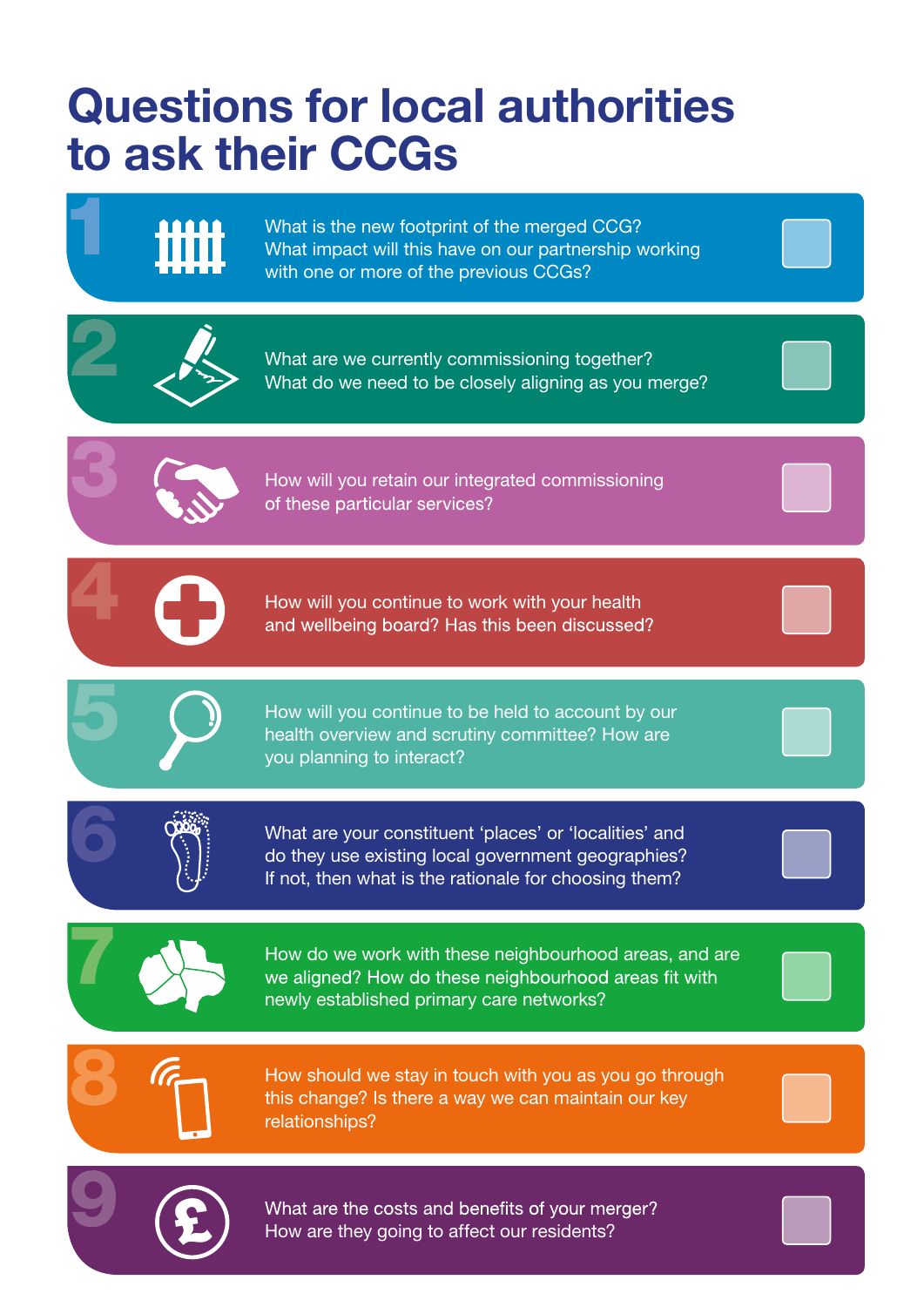# Questions for local authorities to ask their CCGs

1. What is the new footprint of the merged CCG? What impact will this have on our partnership working with one or more of the previous CCGs?

2. What are we currently commissioning together? What do we need to be closely aligning as you merge?

3. How will you retain our integrated commissioning of these particular services?

4. How will you continue to work with your health and wellbeing board? Has this been discussed?

5. How will you continue to be held to account by our health overview and scrutiny committee? How are you planning to interact?

6. What are your constituent 'places' or 'localities' and do they use existing local government geographies? If not, then what is the rationale for choosing them?

7. How do we work with these neighbourhood areas, and are we aligned? How do these neighbourhood areas fit with newly established primary care networks?

8. How should we stay in touch with you as you go through this change? Is there a way we can maintain our key relationships?

9. What are the costs and benefits of your merger? How are they going to affect our residents?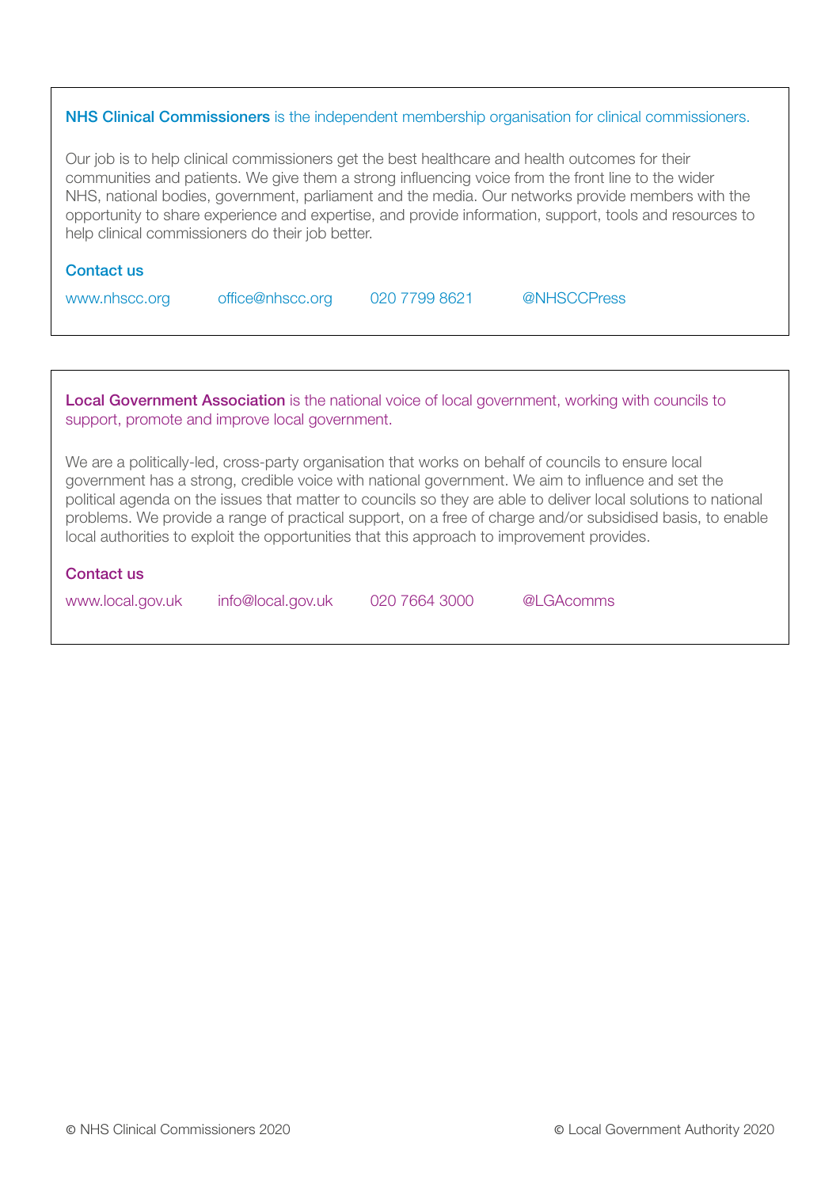**NHS Clinical Commissioners** is the independent membership organisation for clinical commissioners.

Our job is to help clinical commissioners get the best healthcare and health outcomes for their communities and patients. We give them a strong influencing voice from the front line to the wider NHS, national bodies, government, parliament and the media. Our networks provide members with the opportunity to share experience and expertise, and provide information, support, tools and resources to help clinical commissioners do their job better.

### Contact us

www.nhscc.org    office@nhscc.org    020 7799 8621    @NHSCCPress

**Local Government Association** is the national voice of local government, working with councils to support, promote and improve local government.

We are a politically-led, cross-party organisation that works on behalf of councils to ensure local government has a strong, credible voice with national government. We aim to influence and set the political agenda on the issues that matter to councils so they are able to deliver local solutions to national problems. We provide a range of practical support, on a free of charge and/or subsidised basis, to enable local authorities to exploit the opportunities that this approach to improvement provides.

### Contact us

www.local.gov.uk    info@local.gov.uk    020 7664 3000    @LGAcomms

© NHS Clinical Commissioners 2020

© Local Government Authority 2020